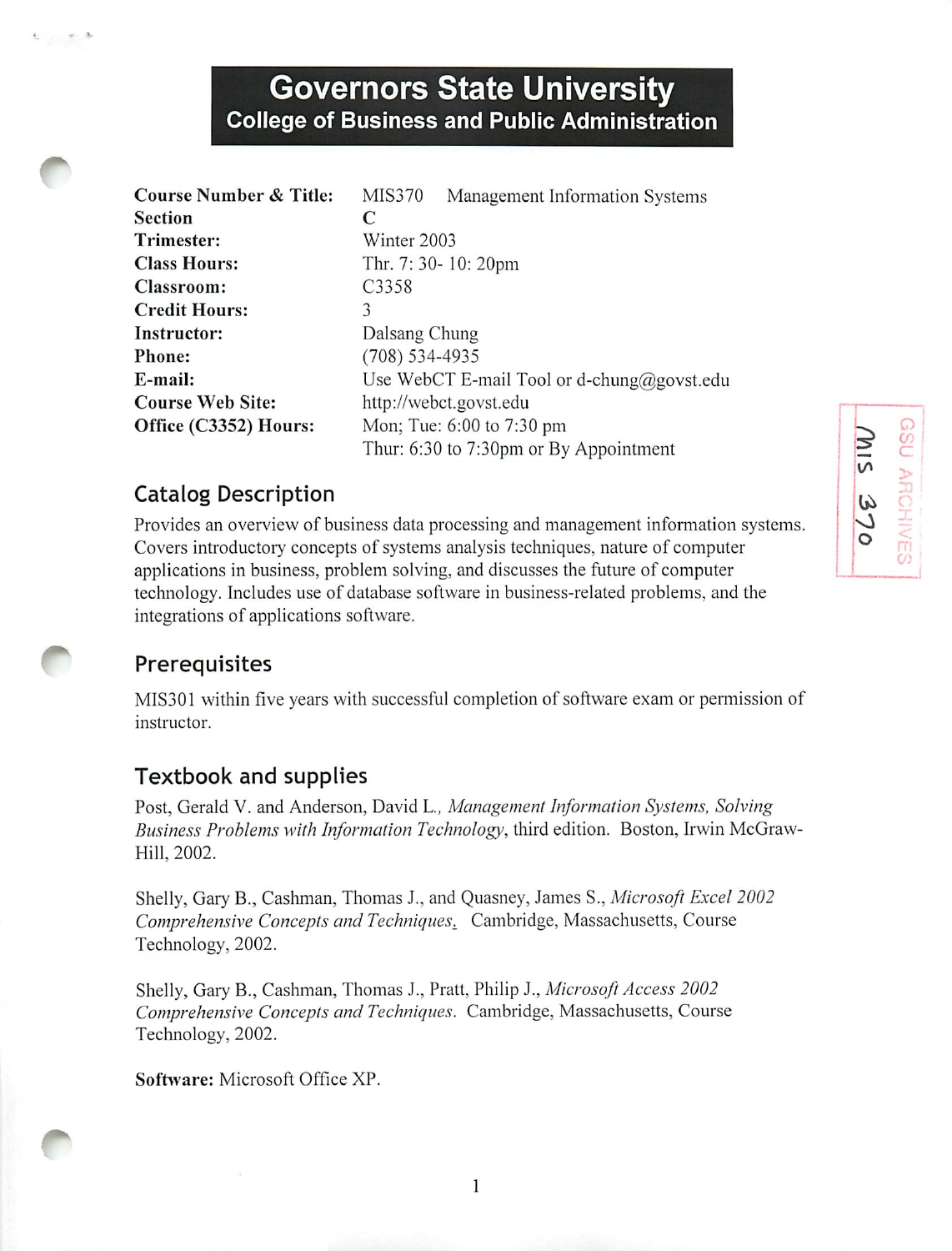# Governors State University
## College of Business and Public Administration

| | |
|---|---|
| **Course Number & Title:** | MIS370 Management Information Systems |
| **Section** | **C** |
| **Trimester:** | Winter 2003 |
| **Class Hours:** | Thr. 7: 30- 10: 20pm |
| **Classroom:** | C3358 |
| **Credit Hours:** | 3 |
| **Instructor:** | Dalsang Chung |
| **Phone:** | (708) 534-4935 |
| **E-mail:** | Use WebCT E-mail Tool or d-chung@govst.edu |
| **Course Web Site:** | http://webct.govst.edu |
| **Office (C3352) Hours:** | Mon; Tue: 6:00 to 7:30 pm<br>Thur: 6:30 to 7:30pm or By Appointment |

## Catalog Description

Provides an overview of business data processing and management information systems. Covers introductory concepts of systems analysis techniques, nature of computer applications in business, problem solving, and discusses the future of computer technology. Includes use of database software in business-related problems, and the integrations of applications software.

## Prerequisites

MIS301 within five years with successful completion of software exam or permission of instructor.

## Textbook and supplies

Post, Gerald V. and Anderson, David L., *Management Information Systems, Solving Business Problems with Information Technology*, third edition. Boston, Irwin McGraw-Hill, 2002.

Shelly, Gary B., Cashman, Thomas J., and Quasney, James S., *Microsoft Excel 2002 Comprehensive Concepts and Techniques*. Cambridge, Massachusetts, Course Technology, 2002.

Shelly, Gary B., Cashman, Thomas J., Pratt, Philip J., *Microsoft Access 2002 Comprehensive Concepts and Techniques*. Cambridge, Massachusetts, Course Technology, 2002.

**Software:** Microsoft Office XP.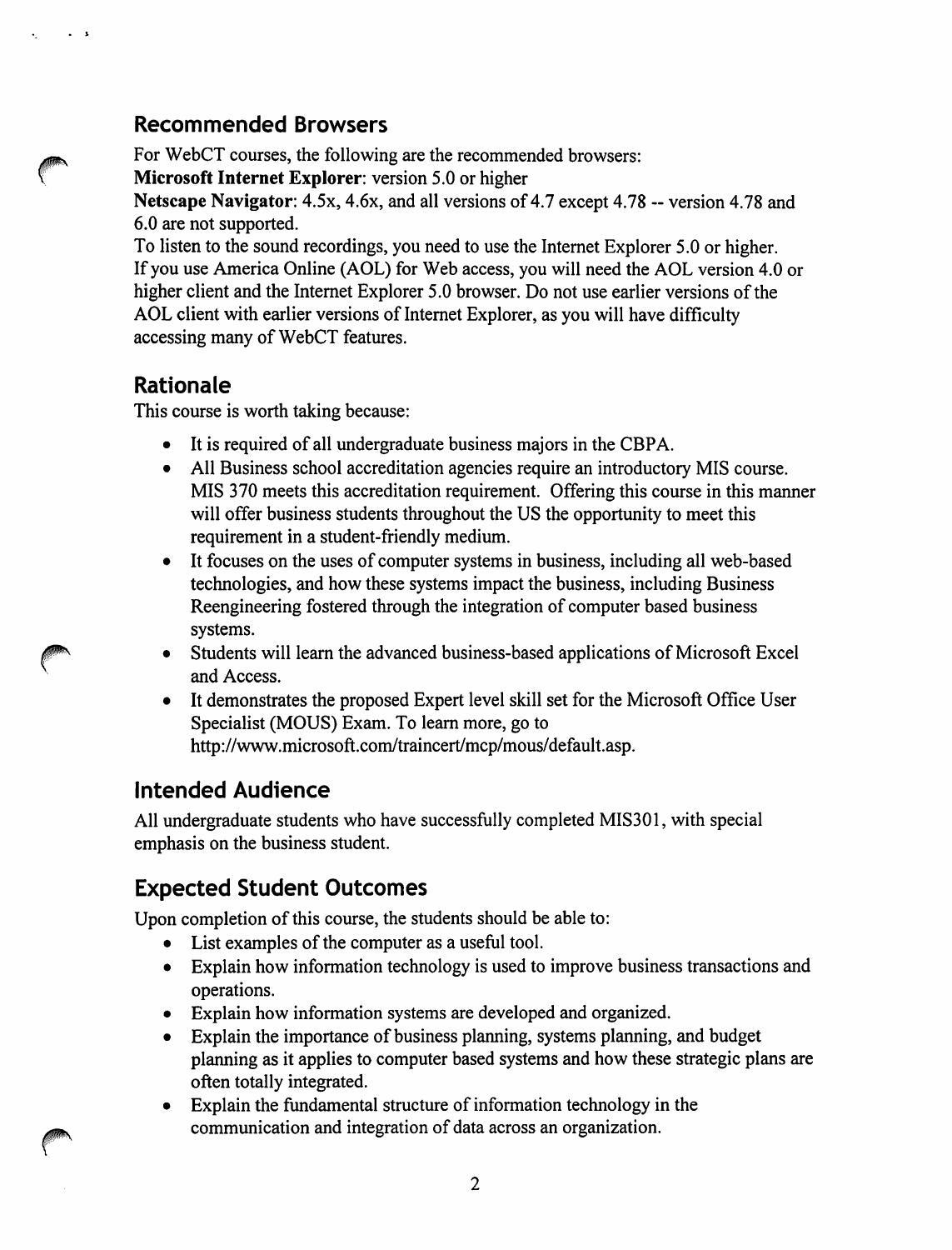## Recommended Browsers

For WebCT courses, the following are the recommended browsers:
**Microsoft Internet Explorer**: version 5.0 or higher
**Netscape Navigator**: 4.5x, 4.6x, and all versions of 4.7 except 4.78 -- version 4.78 and 6.0 are not supported.
To listen to the sound recordings, you need to use the Internet Explorer 5.0 or higher.
If you use America Online (AOL) for Web access, you will need the AOL version 4.0 or higher client and the Internet Explorer 5.0 browser. Do not use earlier versions of the AOL client with earlier versions of Internet Explorer, as you will have difficulty accessing many of WebCT features.

## Rationale

This course is worth taking because:

- It is required of all undergraduate business majors in the CBPA.
- All Business school accreditation agencies require an introductory MIS course. MIS 370 meets this accreditation requirement. Offering this course in this manner will offer business students throughout the US the opportunity to meet this requirement in a student-friendly medium.
- It focuses on the uses of computer systems in business, including all web-based technologies, and how these systems impact the business, including Business Reengineering fostered through the integration of computer based business systems.
- Students will learn the advanced business-based applications of Microsoft Excel and Access.
- It demonstrates the proposed Expert level skill set for the Microsoft Office User Specialist (MOUS) Exam. To learn more, go to http://www.microsoft.com/traincert/mcp/mous/default.asp.

## Intended Audience

All undergraduate students who have successfully completed MIS301, with special emphasis on the business student.

## Expected Student Outcomes

Upon completion of this course, the students should be able to:

- List examples of the computer as a useful tool.
- Explain how information technology is used to improve business transactions and operations.
- Explain how information systems are developed and organized.
- Explain the importance of business planning, systems planning, and budget planning as it applies to computer based systems and how these strategic plans are often totally integrated.
- Explain the fundamental structure of information technology in the communication and integration of data across an organization.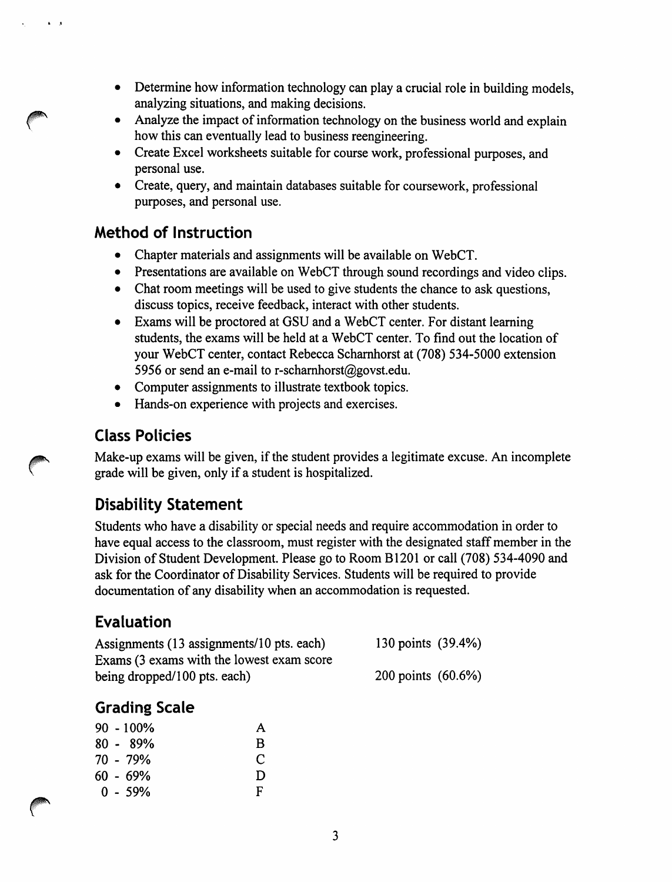- Determine how information technology can play a crucial role in building models, analyzing situations, and making decisions.
- Analyze the impact of information technology on the business world and explain how this can eventually lead to business reengineering.
- Create Excel worksheets suitable for course work, professional purposes, and personal use.
- Create, query, and maintain databases suitable for coursework, professional purposes, and personal use.

## Method of Instruction

- Chapter materials and assignments will be available on WebCT.
- Presentations are available on WebCT through sound recordings and video clips.
- Chat room meetings will be used to give students the chance to ask questions, discuss topics, receive feedback, interact with other students.
- Exams will be proctored at GSU and a WebCT center. For distant learning students, the exams will be held at a WebCT center. To find out the location of your WebCT center, contact Rebecca Scharnhorst at (708) 534-5000 extension 5956 or send an e-mail to r-scharnhorst@govst.edu.
- Computer assignments to illustrate textbook topics.
- Hands-on experience with projects and exercises.

## Class Policies

Make-up exams will be given, if the student provides a legitimate excuse. An incomplete grade will be given, only if a student is hospitalized.

## Disability Statement

Students who have a disability or special needs and require accommodation in order to have equal access to the classroom, must register with the designated staff member in the Division of Student Development. Please go to Room B1201 or call (708) 534-4090 and ask for the Coordinator of Disability Services. Students will be required to provide documentation of any disability when an accommodation is requested.

## Evaluation

| | |
|---|---|
| Assignments (13 assignments/10 pts. each) | 130 points (39.4%) |
| Exams (3 exams with the lowest exam score being dropped/100 pts. each) | 200 points (60.6%) |

## Grading Scale

| | |
|---|---|
| 90 - 100% | A |
| 80 - 89% | B |
| 70 - 79% | C |
| 60 - 69% | D |
| 0 - 59% | F |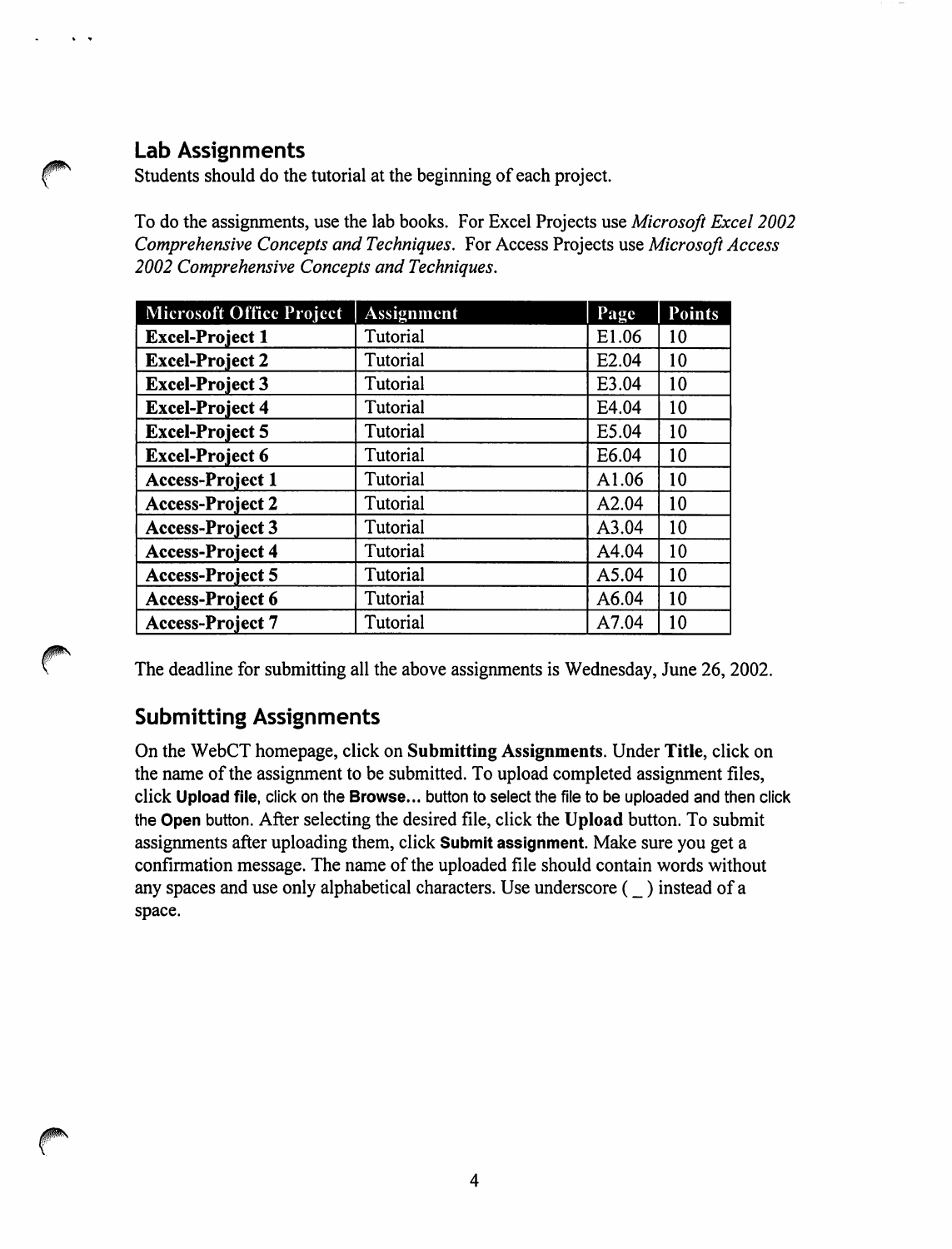## Lab Assignments

Students should do the tutorial at the beginning of each project.

To do the assignments, use the lab books. For Excel Projects use *Microsoft Excel 2002 Comprehensive Concepts and Techniques*. For Access Projects use *Microsoft Access 2002 Comprehensive Concepts and Techniques.*

| Microsoft Office Project | Assignment | Page | Points |
|---|---|---|---|
| **Excel-Project 1** | Tutorial | E1.06 | 10 |
| **Excel-Project 2** | Tutorial | E2.04 | 10 |
| **Excel-Project 3** | Tutorial | E3.04 | 10 |
| **Excel-Project 4** | Tutorial | E4.04 | 10 |
| **Excel-Project 5** | Tutorial | E5.04 | 10 |
| **Excel-Project 6** | Tutorial | E6.04 | 10 |
| **Access-Project 1** | Tutorial | A1.06 | 10 |
| **Access-Project 2** | Tutorial | A2.04 | 10 |
| **Access-Project 3** | Tutorial | A3.04 | 10 |
| **Access-Project 4** | Tutorial | A4.04 | 10 |
| **Access-Project 5** | Tutorial | A5.04 | 10 |
| **Access-Project 6** | Tutorial | A6.04 | 10 |
| **Access-Project 7** | Tutorial | A7.04 | 10 |

The deadline for submitting all the above assignments is Wednesday, June 26, 2002.

## Submitting Assignments

On the WebCT homepage, click on **Submitting Assignments**. Under **Title**, click on the name of the assignment to be submitted. To upload completed assignment files, click **Upload file**, click on the **Browse...** button to select the file to be uploaded and then click the **Open** button. After selecting the desired file, click the **Upload** button. To submit assignments after uploading them, click **Submit assignment**. Make sure you get a confirmation message. The name of the uploaded file should contain words without any spaces and use only alphabetical characters. Use underscore ( _ ) instead of a space.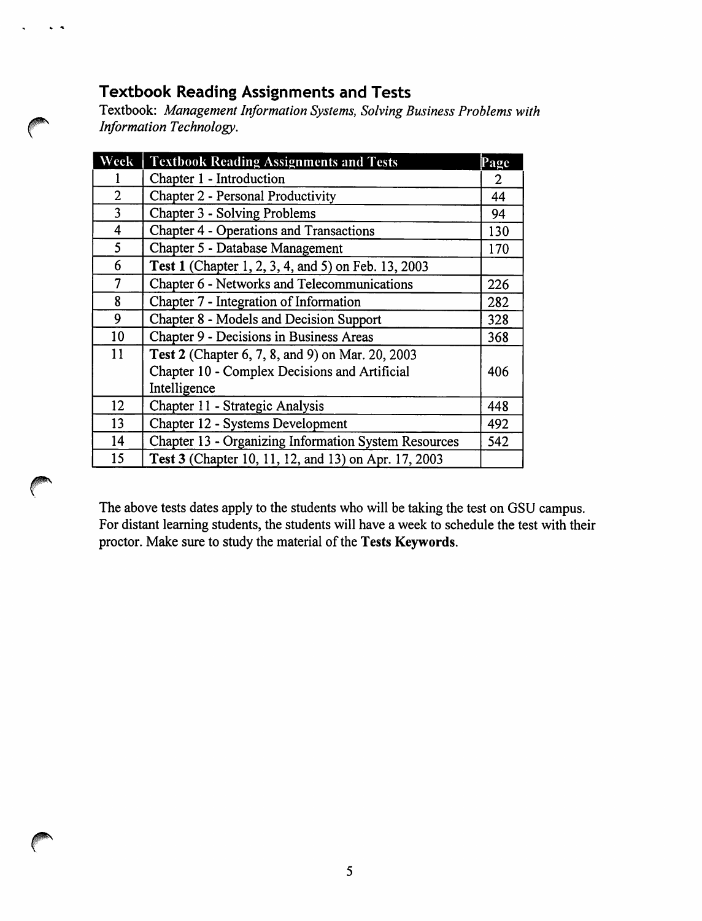## Textbook Reading Assignments and Tests

Textbook: *Management Information Systems, Solving Business Problems with Information Technology.*

| Week | Textbook Reading Assignments and Tests | Page |
|---|---|---|
| 1 | Chapter 1 - Introduction | 2 |
| 2 | Chapter 2 - Personal Productivity | 44 |
| 3 | Chapter 3 - Solving Problems | 94 |
| 4 | Chapter 4 - Operations and Transactions | 130 |
| 5 | Chapter 5 - Database Management | 170 |
| 6 | **Test 1** (Chapter 1, 2, 3, 4, and 5) on Feb. 13, 2003 | |
| 7 | Chapter 6 - Networks and Telecommunications | 226 |
| 8 | Chapter 7 - Integration of Information | 282 |
| 9 | Chapter 8 - Models and Decision Support | 328 |
| 10 | Chapter 9 - Decisions in Business Areas | 368 |
| 11 | **Test 2** (Chapter 6, 7, 8, and 9) on Mar. 20, 2003<br>Chapter 10 - Complex Decisions and Artificial Intelligence | 406 |
| 12 | Chapter 11 - Strategic Analysis | 448 |
| 13 | Chapter 12 - Systems Development | 492 |
| 14 | Chapter 13 - Organizing Information System Resources | 542 |
| 15 | **Test 3** (Chapter 10, 11, 12, and 13) on Apr. 17, 2003 | |

The above tests dates apply to the students who will be taking the test on GSU campus. For distant learning students, the students will have a week to schedule the test with their proctor. Make sure to study the material of the **Tests Keywords**.